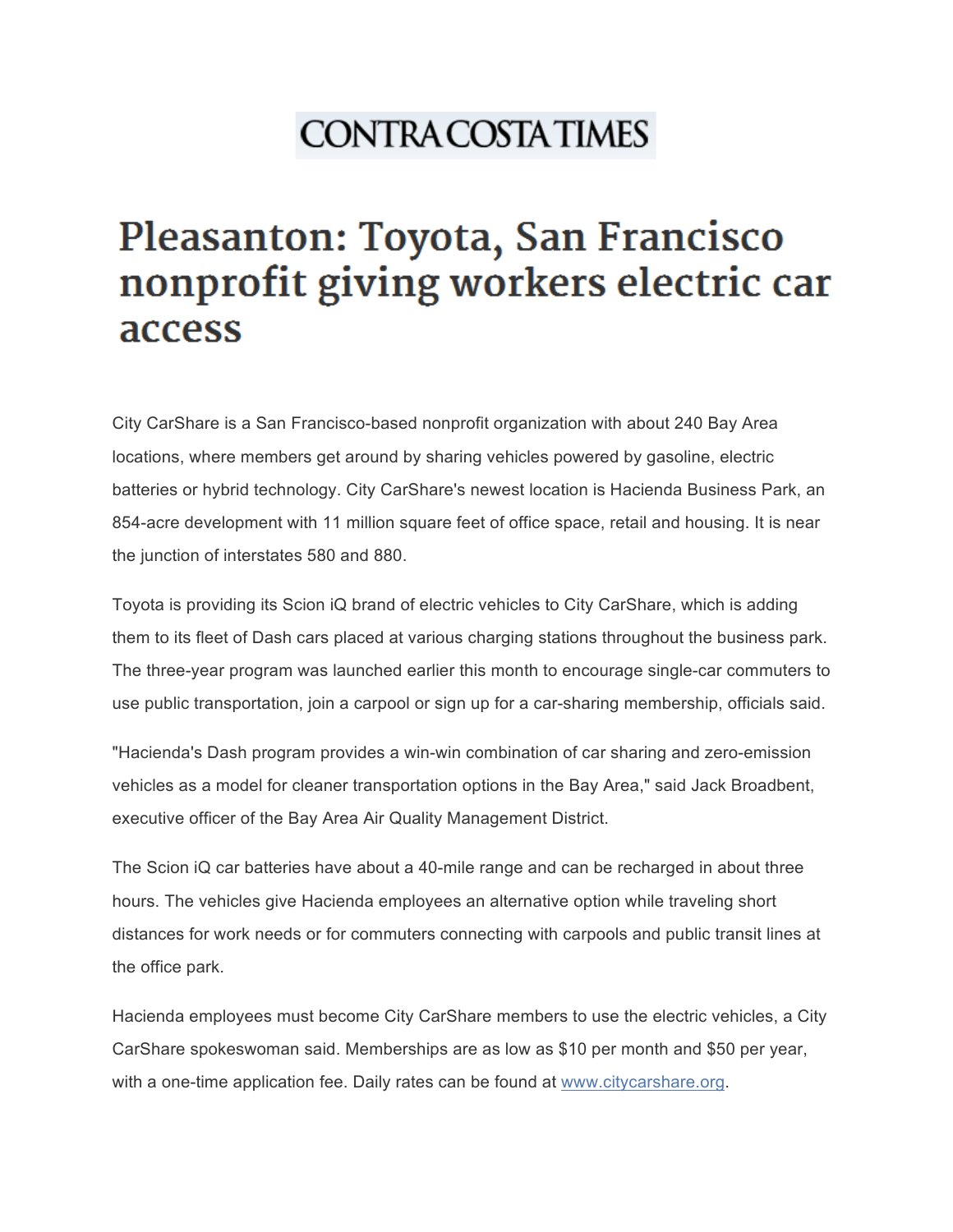CONTRA COSTA TIMES

# Pleasanton: Toyota, San Francisco nonprofit giving workers electric car access

City CarShare is a San Francisco-based nonprofit organization with about 240 Bay Area locations, where members get around by sharing vehicles powered by gasoline, electric batteries or hybrid technology. City CarShare's newest location is Hacienda Business Park, an 854-acre development with 11 million square feet of office space, retail and housing. It is near the junction of interstates 580 and 880.

Toyota is providing its Scion iQ brand of electric vehicles to City CarShare, which is adding them to its fleet of Dash cars placed at various charging stations throughout the business park. The three-year program was launched earlier this month to encourage single-car commuters to use public transportation, join a carpool or sign up for a car-sharing membership, officials said.

"Hacienda's Dash program provides a win-win combination of car sharing and zero-emission vehicles as a model for cleaner transportation options in the Bay Area," said Jack Broadbent, executive officer of the Bay Area Air Quality Management District.

The Scion iQ car batteries have about a 40-mile range and can be recharged in about three hours. The vehicles give Hacienda employees an alternative option while traveling short distances for work needs or for commuters connecting with carpools and public transit lines at the office park.

Hacienda employees must become City CarShare members to use the electric vehicles, a City CarShare spokeswoman said. Memberships are as low as $10 per month and $50 per year, with a one-time application fee. Daily rates can be found at [www.citycarshare.org](http://www.citycarshare.org).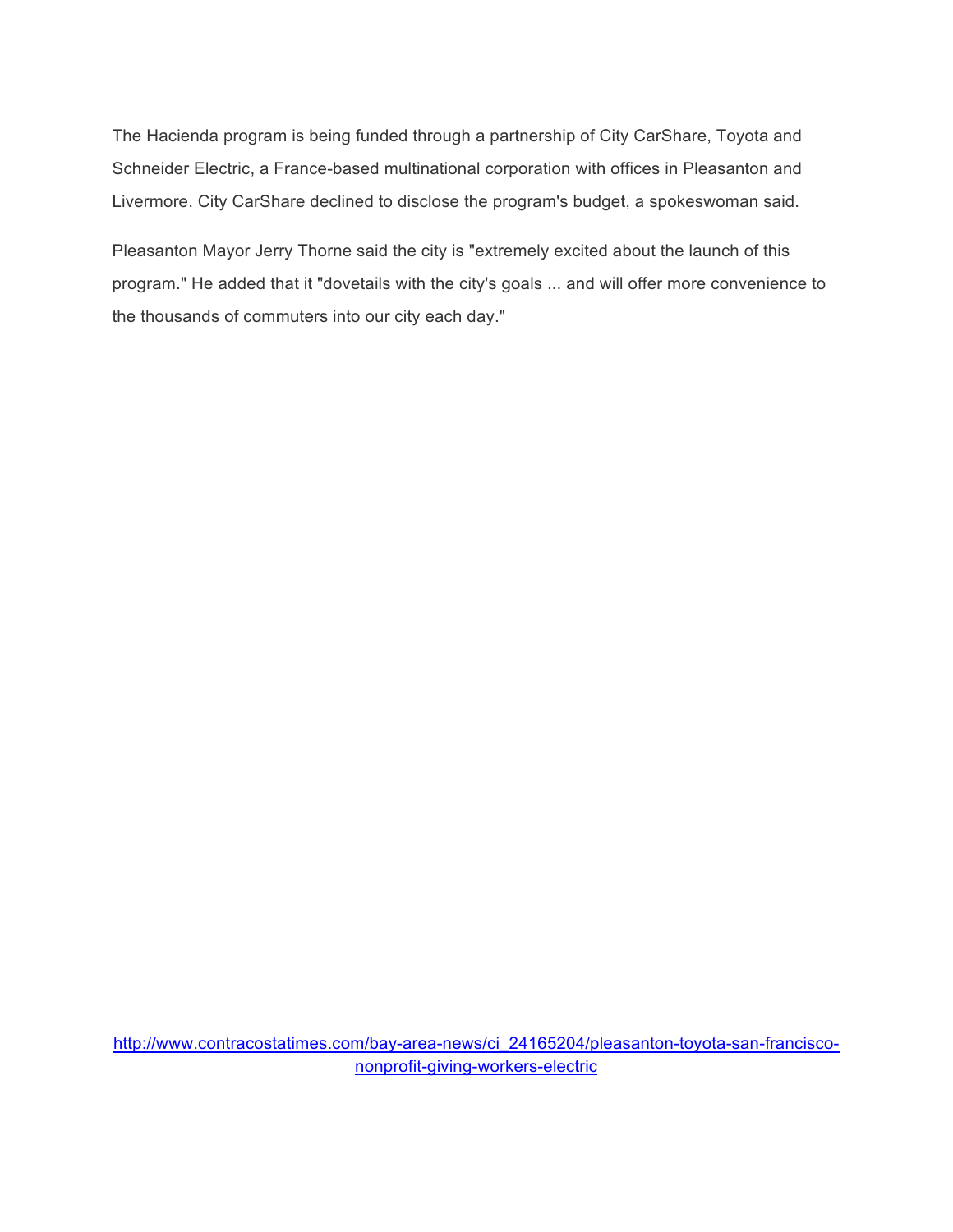The Hacienda program is being funded through a partnership of City CarShare, Toyota and Schneider Electric, a France-based multinational corporation with offices in Pleasanton and Livermore. City CarShare declined to disclose the program's budget, a spokeswoman said.

Pleasanton Mayor Jerry Thorne said the city is "extremely excited about the launch of this program." He added that it "dovetails with the city's goals ... and will offer more convenience to the thousands of commuters into our city each day."

http://www.contracostatimes.com/bay-area-news/ci_24165204/pleasanton-toyota-san-francisco-nonprofit-giving-workers-electric